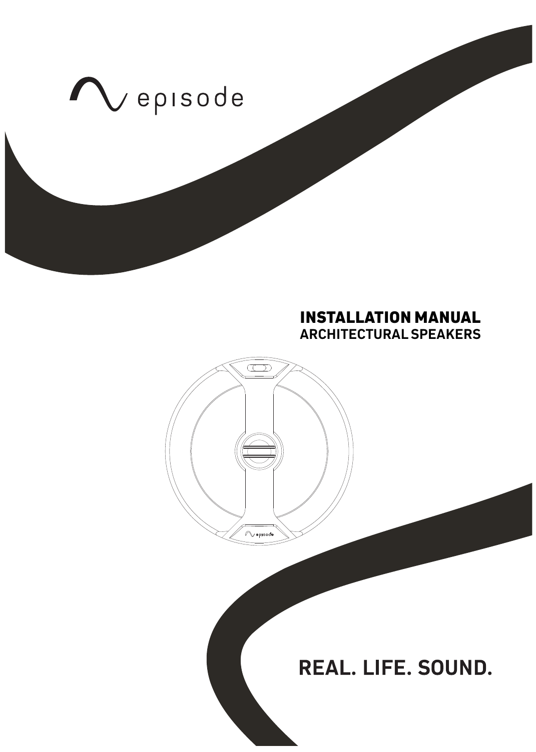episode

# INSTALLATION MANUAL
## ARCHITECTURAL SPEAKERS

**REAL. LIFE. SOUND.**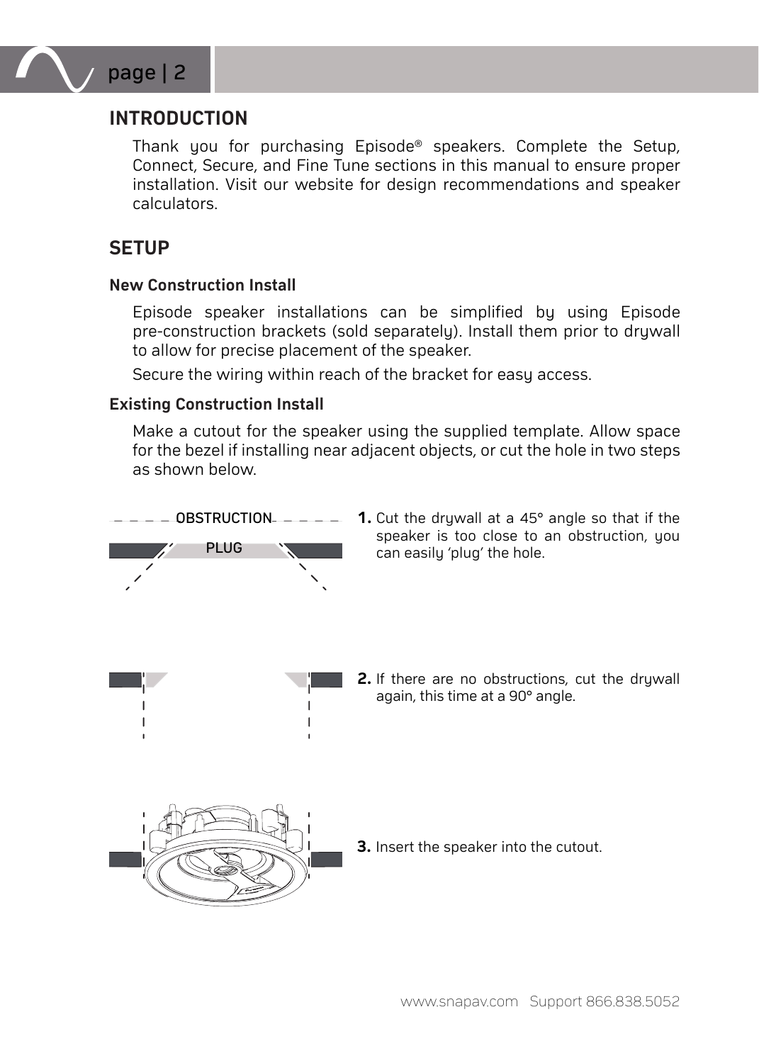## INTRODUCTION

Thank you for purchasing Episode® speakers. Complete the Setup, Connect, Secure, and Fine Tune sections in this manual to ensure proper installation. Visit our website for design recommendations and speaker calculators.

## SETUP

### New Construction Install

Episode speaker installations can be simplified by using Episode pre-construction brackets (sold separately). Install them prior to drywall to allow for precise placement of the speaker.

Secure the wiring within reach of the bracket for easy access.

### Existing Construction Install

Make a cutout for the speaker using the supplied template. Allow space for the bezel if installing near adjacent objects, or cut the hole in two steps as shown below.

OBSTRUCTION

PLUG

1. Cut the drywall at a 45° angle so that if the speaker is too close to an obstruction, you can easily 'plug' the hole.

2. If there are no obstructions, cut the drywall again, this time at a 90° angle.

3. Insert the speaker into the cutout.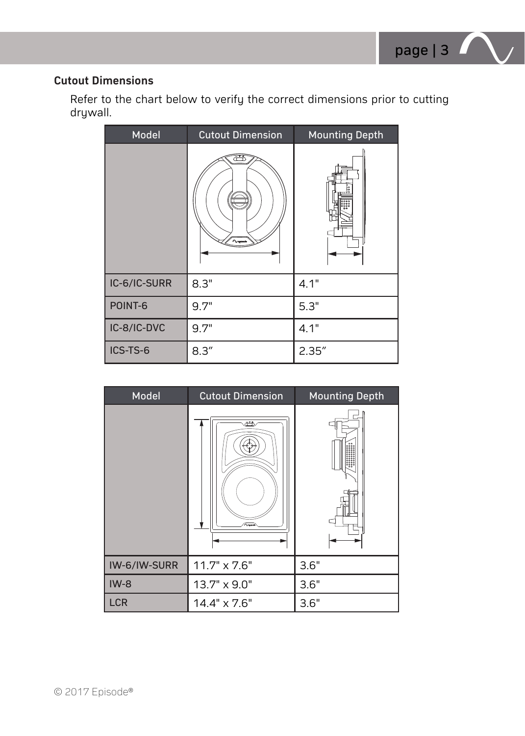### Cutout Dimensions

Refer to the chart below to verify the correct dimensions prior to cutting drywall.

| Model | Cutout Dimension | Mounting Depth |
|---|---|---|
| IC-6/IC-SURR | 8.3" | 4.1" |
| POINT-6 | 9.7" | 5.3" |
| IC-8/IC-DVC | 9.7" | 4.1" |
| ICS-TS-6 | 8.3″ | 2.35″ |

| Model | Cutout Dimension | Mounting Depth |
|---|---|---|
| IW-6/IW-SURR | 11.7" x 7.6" | 3.6" |
| IW-8 | 13.7" x 9.0" | 3.6" |
| LCR | 14.4" x 7.6" | 3.6" |

© 2017 Episode®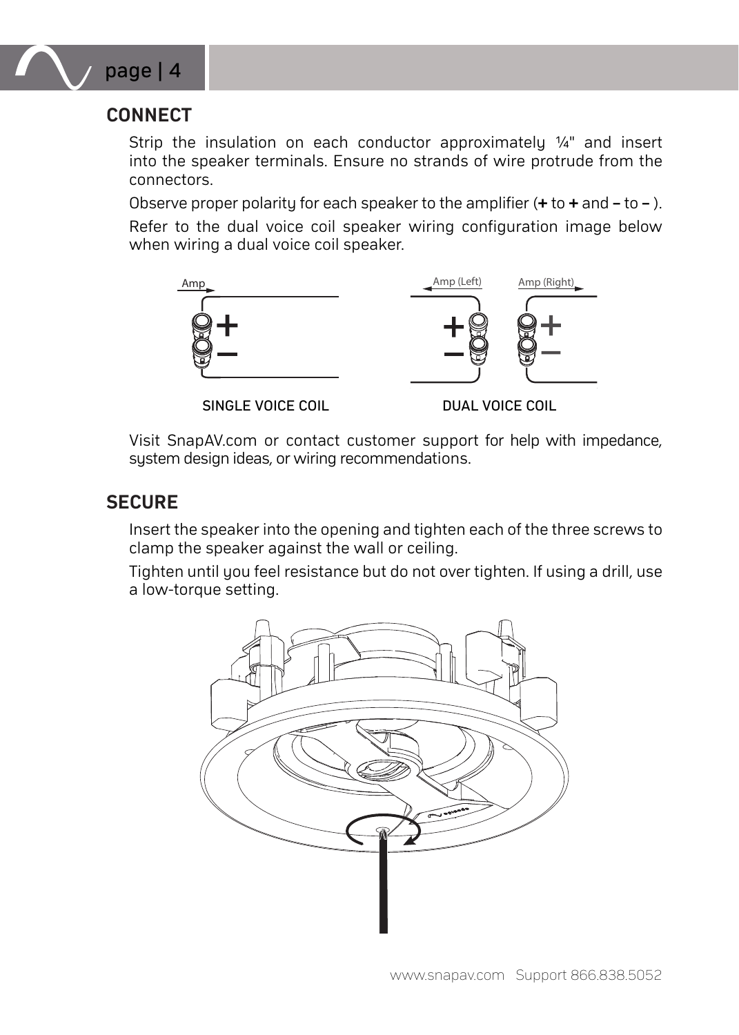## CONNECT

Strip the insulation on each conductor approximately ¼" and insert into the speaker terminals. Ensure no strands of wire protrude from the connectors.

Observe proper polarity for each speaker to the amplifier (**+** to **+** and **–** to **–** ).

Refer to the dual voice coil speaker wiring configuration image below when wiring a dual voice coil speaker.

SINGLE VOICE COIL

DUAL VOICE COIL

Visit SnapAV.com or contact customer support for help with impedance, system design ideas, or wiring recommendations.

## SECURE

Insert the speaker into the opening and tighten each of the three screws to clamp the speaker against the wall or ceiling.

Tighten until you feel resistance but do not over tighten. If using a drill, use a low-torque setting.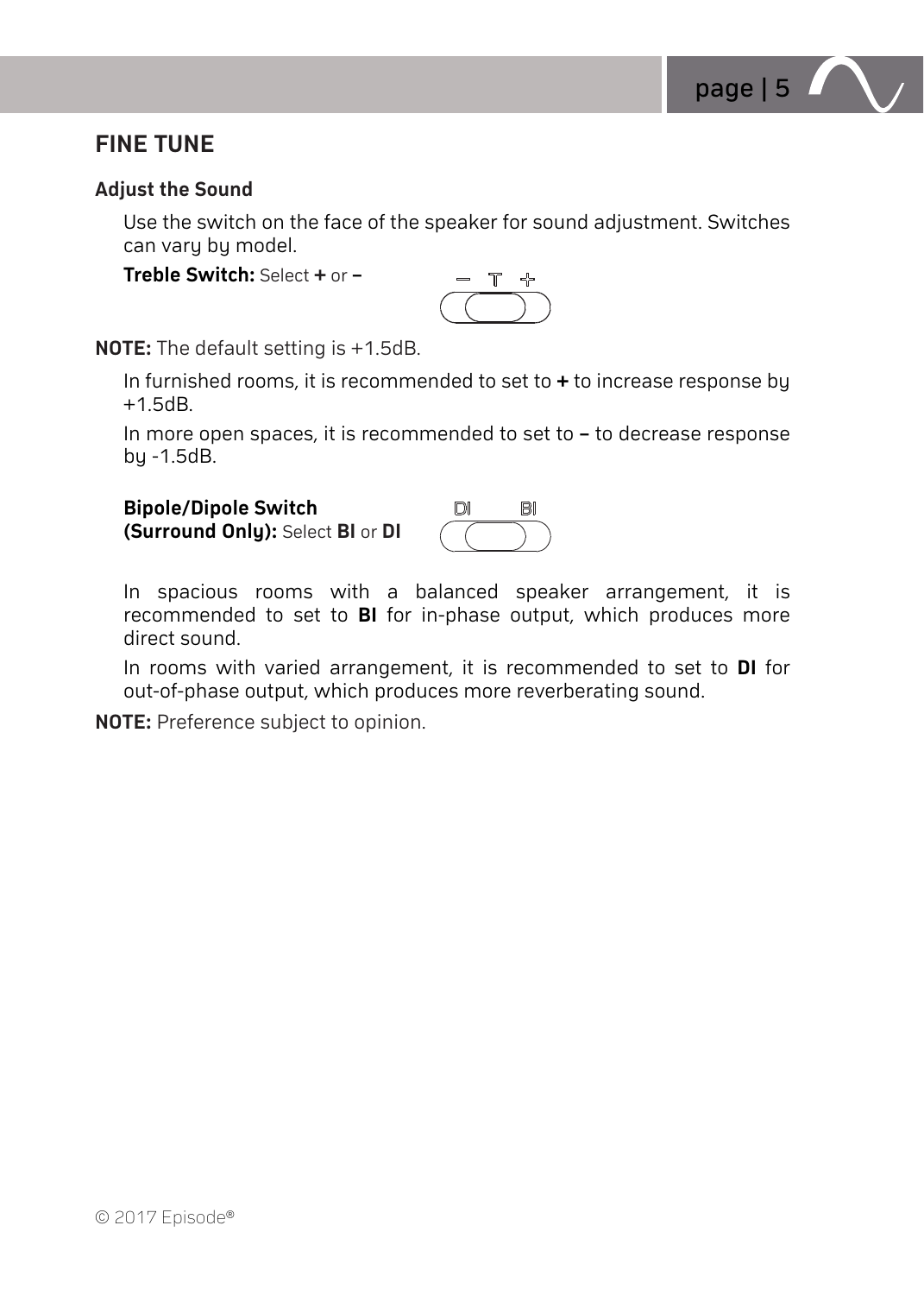## FINE TUNE

### Adjust the Sound

Use the switch on the face of the speaker for sound adjustment. Switches can vary by model.

**Treble Switch:** Select **+** or **–**

**NOTE:** The default setting is +1.5dB.

In furnished rooms, it is recommended to set to **+** to increase response by +1.5dB.

In more open spaces, it is recommended to set to **–** to decrease response by -1.5dB.

**Bipole/Dipole Switch (Surround Only):** Select **BI** or **DI**

In spacious rooms with a balanced speaker arrangement, it is recommended to set to **BI** for in-phase output, which produces more direct sound.

In rooms with varied arrangement, it is recommended to set to **DI** for out-of-phase output, which produces more reverberating sound.

**NOTE:** Preference subject to opinion.

© 2017 Episode®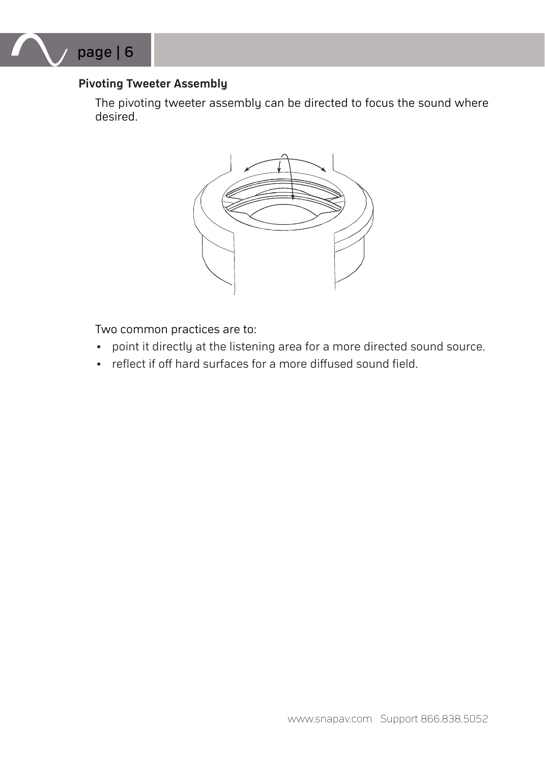## Pivoting Tweeter Assembly

The pivoting tweeter assembly can be directed to focus the sound where desired.

Two common practices are to:

- point it directly at the listening area for a more directed sound source.
- reflect if off hard surfaces for a more diffused sound field.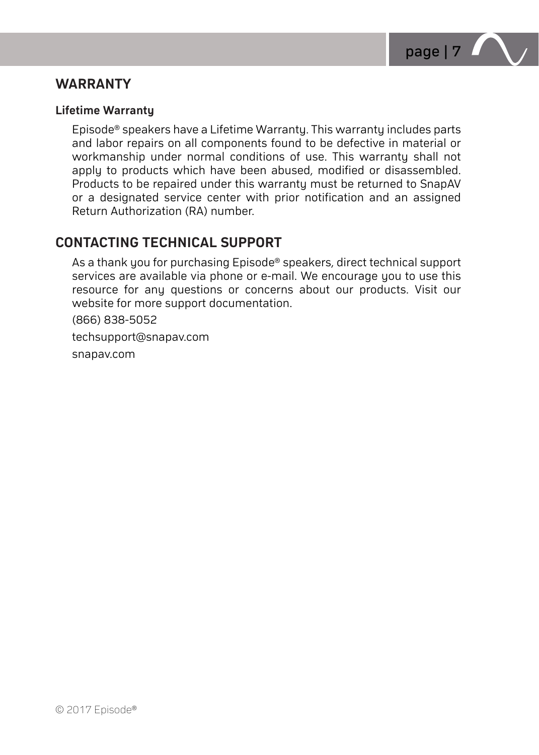## WARRANTY

### Lifetime Warranty

Episode® speakers have a Lifetime Warranty. This warranty includes parts and labor repairs on all components found to be defective in material or workmanship under normal conditions of use. This warranty shall not apply to products which have been abused, modified or disassembled. Products to be repaired under this warranty must be returned to SnapAV or a designated service center with prior notification and an assigned Return Authorization (RA) number.

## CONTACTING TECHNICAL SUPPORT

As a thank you for purchasing Episode® speakers, direct technical support services are available via phone or e-mail. We encourage you to use this resource for any questions or concerns about our products. Visit our website for more support documentation.

(866) 838-5052

techsupport@snapav.com

snapav.com

© 2017 Episode®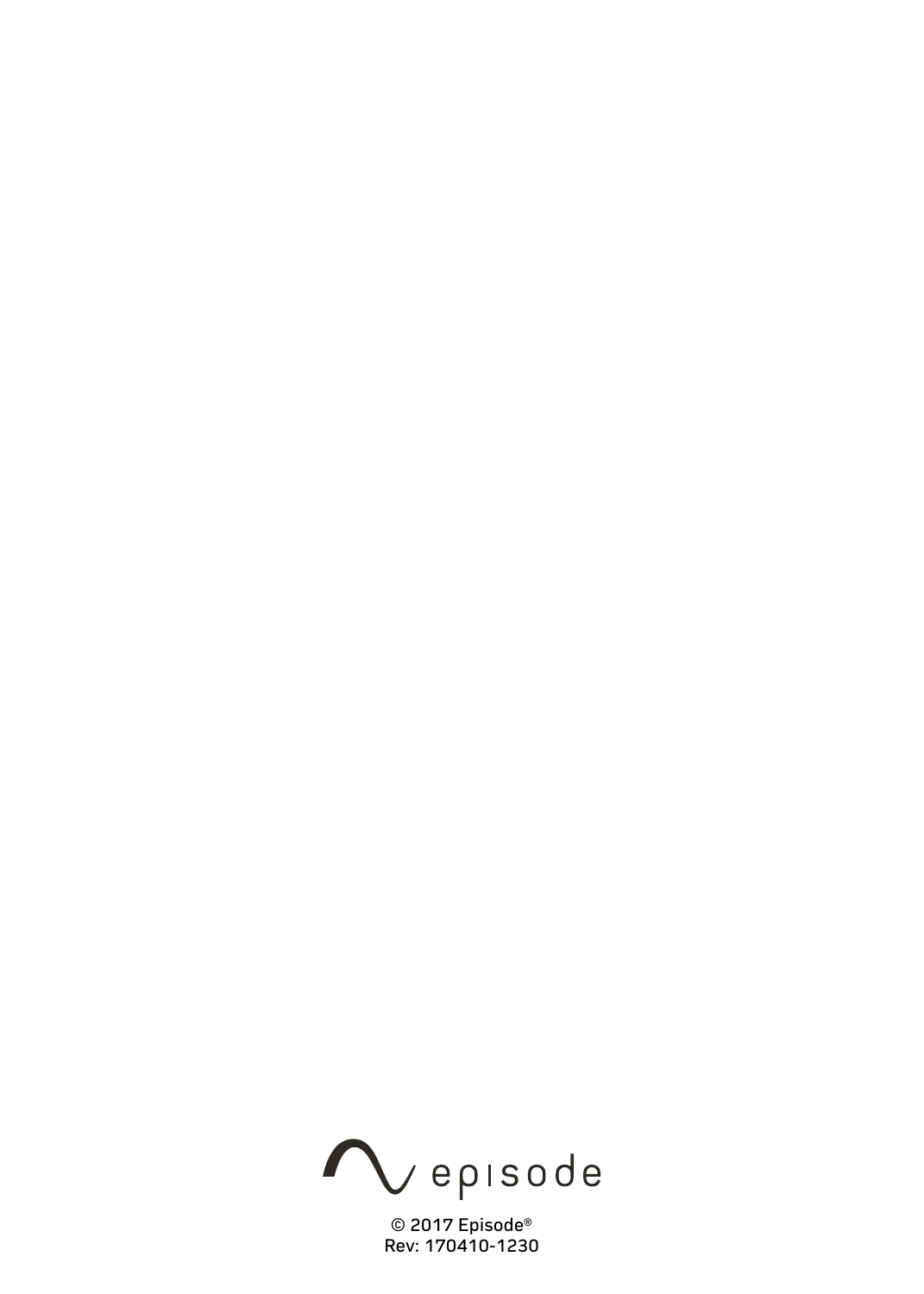episode

© 2017 Episode®
Rev: 170410-1230